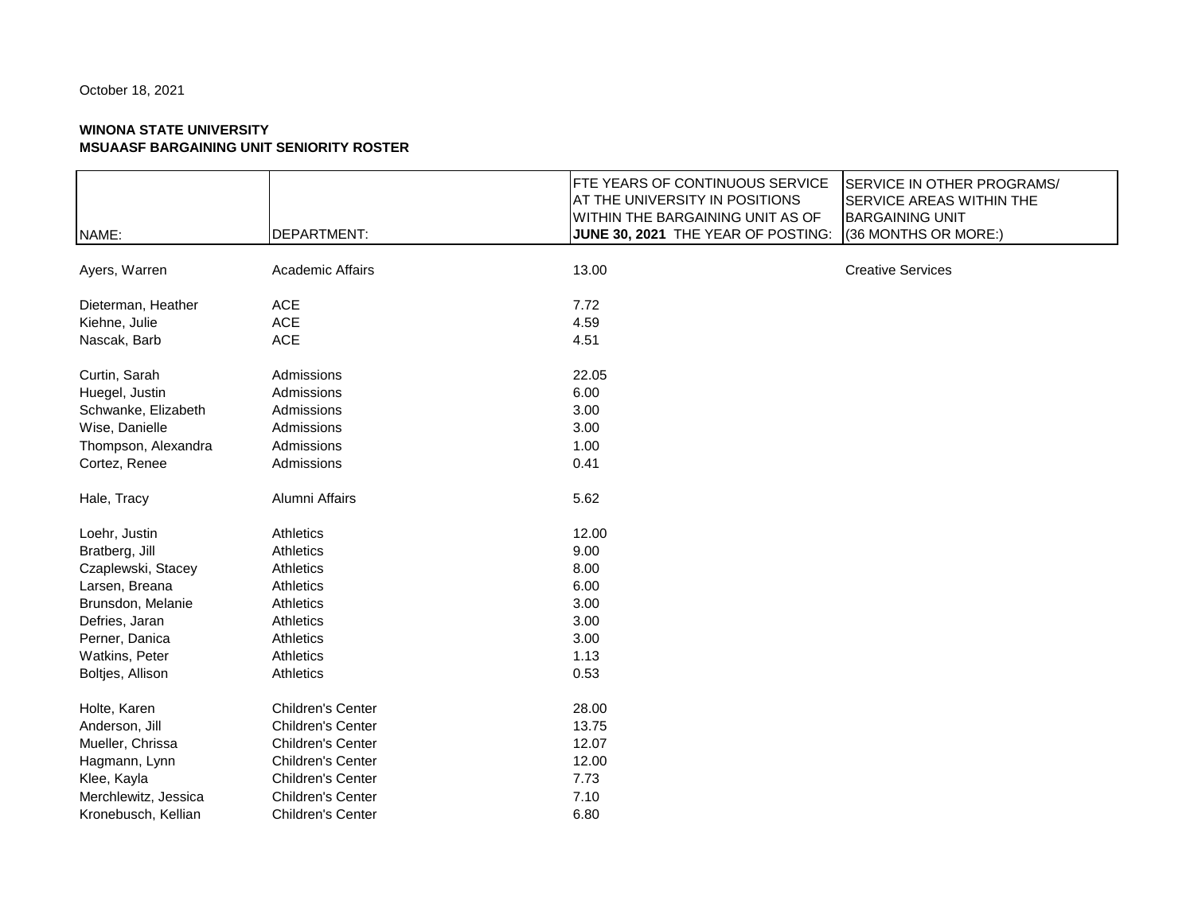October 18, 2021

**WINONA STATE UNIVERSITY**
**MSUAASF BARGAINING UNIT SENIORITY ROSTER**

| NAME: | DEPARTMENT: | FTE YEARS OF CONTINUOUS SERVICE AT THE UNIVERSITY IN POSITIONS WITHIN THE BARGAINING UNIT AS OF **JUNE 30, 2021** THE YEAR OF POSTING: | SERVICE IN OTHER PROGRAMS/ SERVICE AREAS WITHIN THE BARGAINING UNIT (36 MONTHS OR MORE:) |
|---|---|---|---|
| Ayers, Warren | Academic Affairs | 13.00 | Creative Services |
| Dieterman, Heather | ACE | 7.72 | |
| Kiehne, Julie | ACE | 4.59 | |
| Nascak, Barb | ACE | 4.51 | |
| Curtin, Sarah | Admissions | 22.05 | |
| Huegel, Justin | Admissions | 6.00 | |
| Schwanke, Elizabeth | Admissions | 3.00 | |
| Wise, Danielle | Admissions | 3.00 | |
| Thompson, Alexandra | Admissions | 1.00 | |
| Cortez, Renee | Admissions | 0.41 | |
| Hale, Tracy | Alumni Affairs | 5.62 | |
| Loehr, Justin | Athletics | 12.00 | |
| Bratberg, Jill | Athletics | 9.00 | |
| Czaplewski, Stacey | Athletics | 8.00 | |
| Larsen, Breana | Athletics | 6.00 | |
| Brunsdon, Melanie | Athletics | 3.00 | |
| Defries, Jaran | Athletics | 3.00 | |
| Perner, Danica | Athletics | 3.00 | |
| Watkins, Peter | Athletics | 1.13 | |
| Boltjes, Allison | Athletics | 0.53 | |
| Holte, Karen | Children's Center | 28.00 | |
| Anderson, Jill | Children's Center | 13.75 | |
| Mueller, Chrissa | Children's Center | 12.07 | |
| Hagmann, Lynn | Children's Center | 12.00 | |
| Klee, Kayla | Children's Center | 7.73 | |
| Merchlewitz, Jessica | Children's Center | 7.10 | |
| Kronebusch, Kellian | Children's Center | 6.80 | |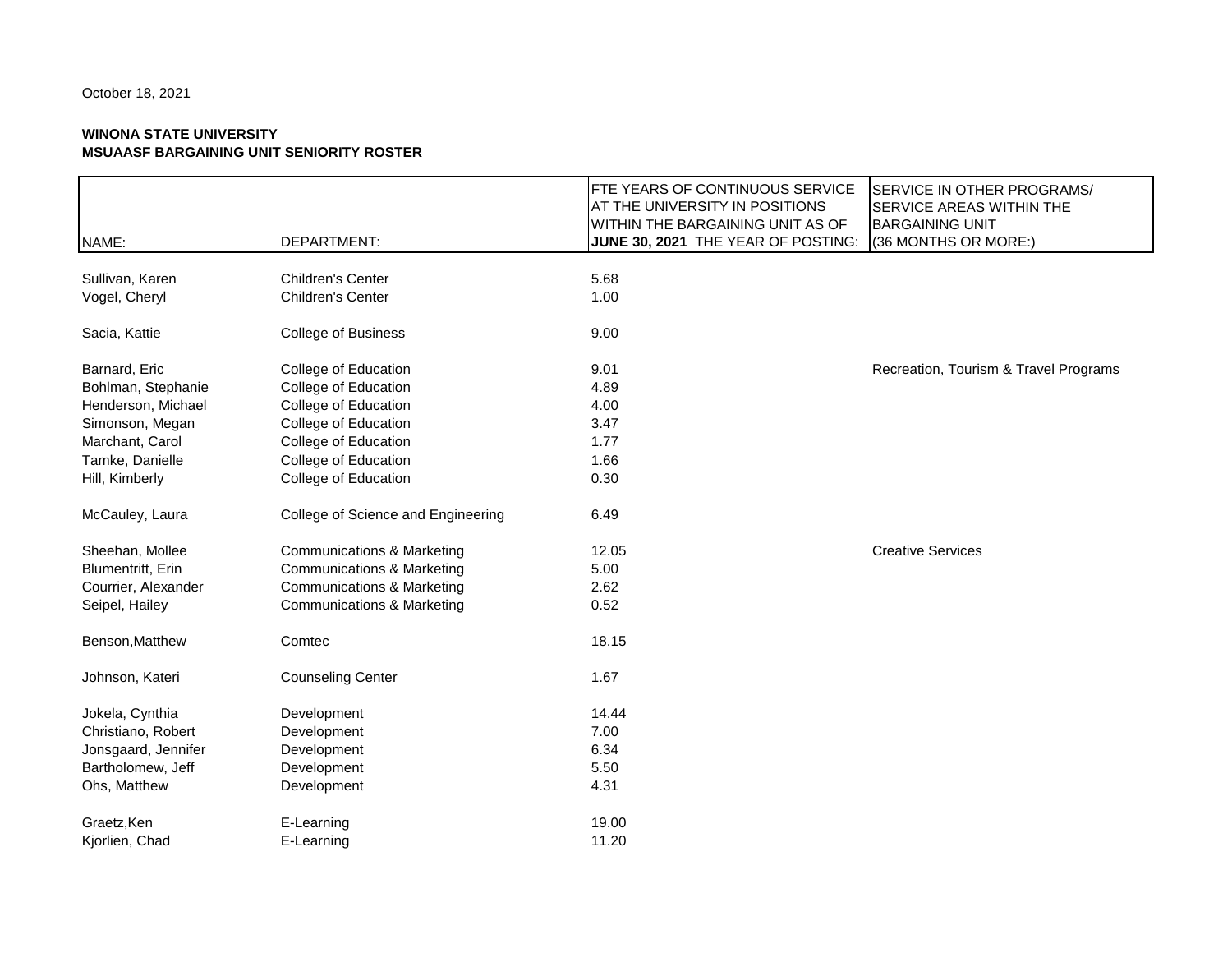October 18, 2021

**WINONA STATE UNIVERSITY**
**MSUAASF BARGAINING UNIT SENIORITY ROSTER**

| NAME: | DEPARTMENT: | FTE YEARS OF CONTINUOUS SERVICE AT THE UNIVERSITY IN POSITIONS WITHIN THE BARGAINING UNIT AS OF **JUNE 30, 2021** THE YEAR OF POSTING: | SERVICE IN OTHER PROGRAMS/ SERVICE AREAS WITHIN THE BARGAINING UNIT (36 MONTHS OR MORE:) |
|---|---|---|---|
| Sullivan, Karen | Children's Center | 5.68 | |
| Vogel, Cheryl | Children's Center | 1.00 | |
| Sacia, Kattie | College of Business | 9.00 | |
| Barnard, Eric | College of Education | 9.01 | Recreation, Tourism & Travel Programs |
| Bohlman, Stephanie | College of Education | 4.89 | |
| Henderson, Michael | College of Education | 4.00 | |
| Simonson, Megan | College of Education | 3.47 | |
| Marchant, Carol | College of Education | 1.77 | |
| Tamke, Danielle | College of Education | 1.66 | |
| Hill, Kimberly | College of Education | 0.30 | |
| McCauley, Laura | College of Science and Engineering | 6.49 | |
| Sheehan, Mollee | Communications & Marketing | 12.05 | Creative Services |
| Blumentritt, Erin | Communications & Marketing | 5.00 | |
| Courrier, Alexander | Communications & Marketing | 2.62 | |
| Seipel, Hailey | Communications & Marketing | 0.52 | |
| Benson,Matthew | Comtec | 18.15 | |
| Johnson, Kateri | Counseling Center | 1.67 | |
| Jokela, Cynthia | Development | 14.44 | |
| Christiano, Robert | Development | 7.00 | |
| Jonsgaard, Jennifer | Development | 6.34 | |
| Bartholomew, Jeff | Development | 5.50 | |
| Ohs, Matthew | Development | 4.31 | |
| Graetz,Ken | E-Learning | 19.00 | |
| Kjorlien, Chad | E-Learning | 11.20 | |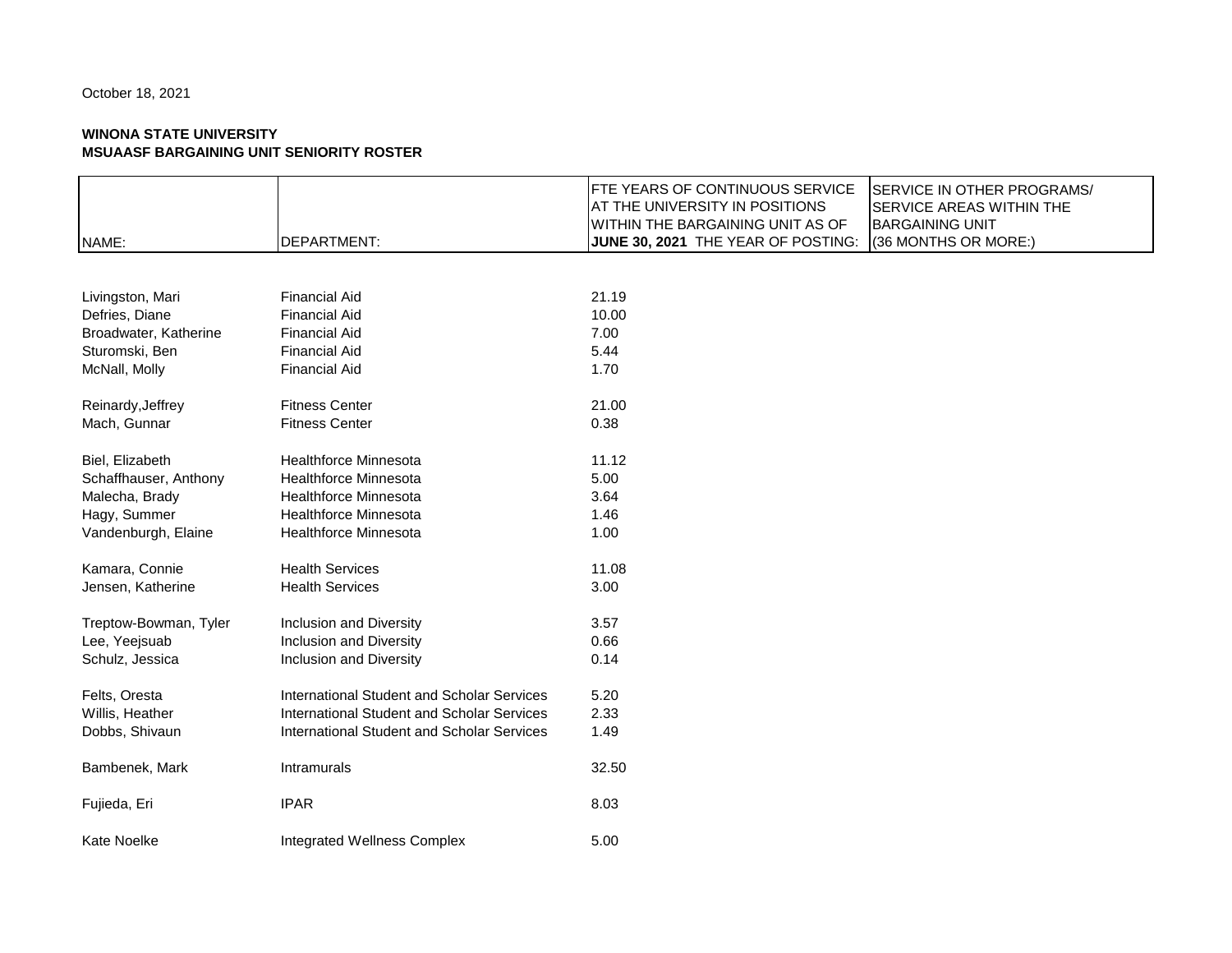October 18, 2021

**WINONA STATE UNIVERSITY**
**MSUAASF BARGAINING UNIT SENIORITY ROSTER**

| NAME: | DEPARTMENT: | FTE YEARS OF CONTINUOUS SERVICE AT THE UNIVERSITY IN POSITIONS WITHIN THE BARGAINING UNIT AS OF **JUNE 30, 2021** THE YEAR OF POSTING: | SERVICE IN OTHER PROGRAMS/ SERVICE AREAS WITHIN THE BARGAINING UNIT (36 MONTHS OR MORE:) |
|---|---|---|---|
| Livingston, Mari | Financial Aid | 21.19 | |
| Defries, Diane | Financial Aid | 10.00 | |
| Broadwater, Katherine | Financial Aid | 7.00 | |
| Sturomski, Ben | Financial Aid | 5.44 | |
| McNall, Molly | Financial Aid | 1.70 | |
| Reinardy,Jeffrey | Fitness Center | 21.00 | |
| Mach, Gunnar | Fitness Center | 0.38 | |
| Biel, Elizabeth | Healthforce Minnesota | 11.12 | |
| Schaffhauser, Anthony | Healthforce Minnesota | 5.00 | |
| Malecha, Brady | Healthforce Minnesota | 3.64 | |
| Hagy, Summer | Healthforce Minnesota | 1.46 | |
| Vandenburgh, Elaine | Healthforce Minnesota | 1.00 | |
| Kamara, Connie | Health Services | 11.08 | |
| Jensen, Katherine | Health Services | 3.00 | |
| Treptow-Bowman, Tyler | Inclusion and Diversity | 3.57 | |
| Lee, Yeejsuab | Inclusion and Diversity | 0.66 | |
| Schulz, Jessica | Inclusion and Diversity | 0.14 | |
| Felts, Oresta | International Student and Scholar Services | 5.20 | |
| Willis, Heather | International Student and Scholar Services | 2.33 | |
| Dobbs, Shivaun | International Student and Scholar Services | 1.49 | |
| Bambenek, Mark | Intramurals | 32.50 | |
| Fujieda, Eri | IPAR | 8.03 | |
| Kate Noelke | Integrated Wellness Complex | 5.00 | |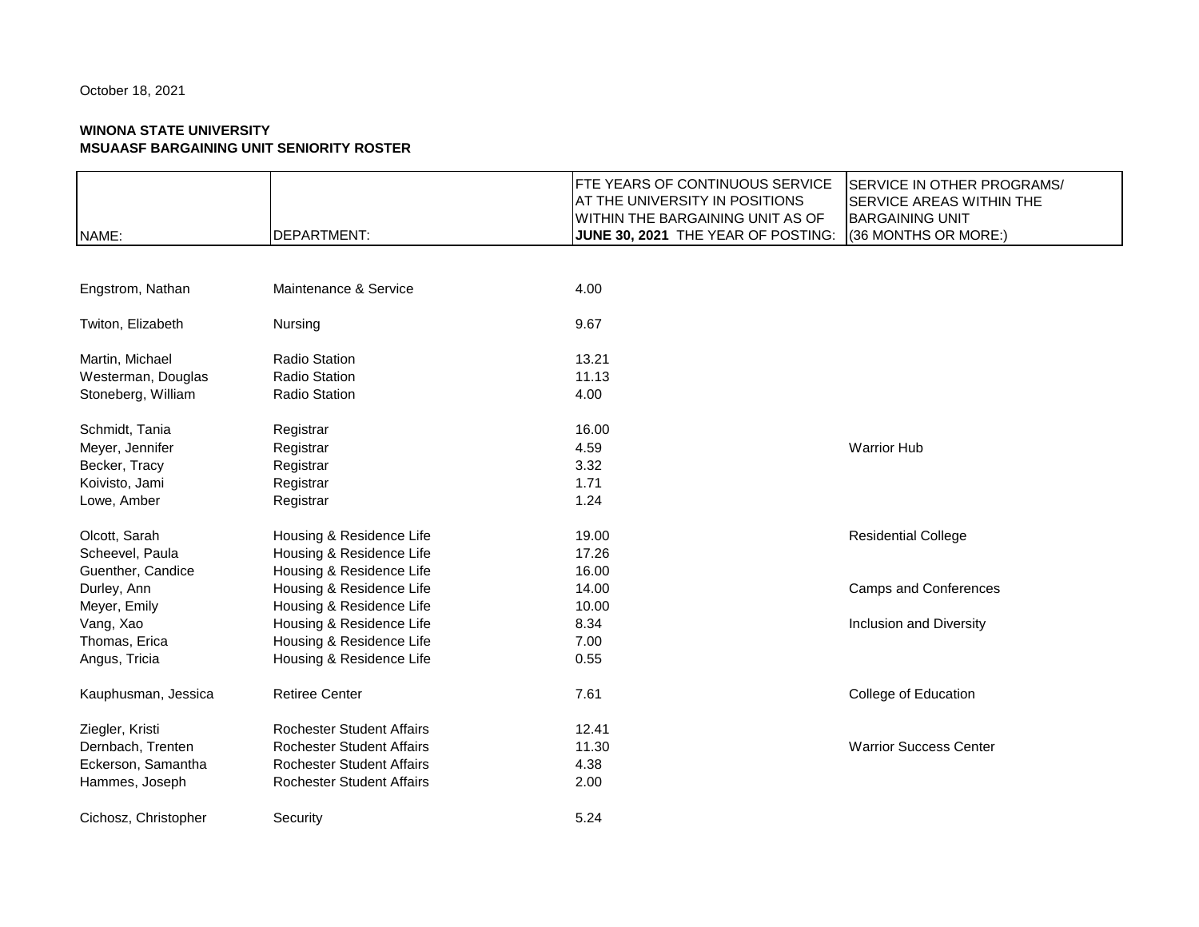October 18, 2021

**WINONA STATE UNIVERSITY**
**MSUAASF BARGAINING UNIT SENIORITY ROSTER**

| NAME: | DEPARTMENT: | FTE YEARS OF CONTINUOUS SERVICE AT THE UNIVERSITY IN POSITIONS WITHIN THE BARGAINING UNIT AS OF **JUNE 30, 2021** THE YEAR OF POSTING: | SERVICE IN OTHER PROGRAMS/ SERVICE AREAS WITHIN THE BARGAINING UNIT (36 MONTHS OR MORE:) |
|---|---|---|---|
| Engstrom, Nathan | Maintenance & Service | 4.00 | |
| Twiton, Elizabeth | Nursing | 9.67 | |
| Martin, Michael | Radio Station | 13.21 | |
| Westerman, Douglas | Radio Station | 11.13 | |
| Stoneberg, William | Radio Station | 4.00 | |
| Schmidt, Tania | Registrar | 16.00 | |
| Meyer, Jennifer | Registrar | 4.59 | Warrior Hub |
| Becker, Tracy | Registrar | 3.32 | |
| Koivisto, Jami | Registrar | 1.71 | |
| Lowe, Amber | Registrar | 1.24 | |
| Olcott, Sarah | Housing & Residence Life | 19.00 | Residential College |
| Scheevel, Paula | Housing & Residence Life | 17.26 | |
| Guenther, Candice | Housing & Residence Life | 16.00 | |
| Durley, Ann | Housing & Residence Life | 14.00 | Camps and Conferences |
| Meyer, Emily | Housing & Residence Life | 10.00 | |
| Vang, Xao | Housing & Residence Life | 8.34 | Inclusion and Diversity |
| Thomas, Erica | Housing & Residence Life | 7.00 | |
| Angus, Tricia | Housing & Residence Life | 0.55 | |
| Kauphusman, Jessica | Retiree Center | 7.61 | College of Education |
| Ziegler, Kristi | Rochester Student Affairs | 12.41 | |
| Dernbach, Trenten | Rochester Student Affairs | 11.30 | Warrior Success Center |
| Eckerson, Samantha | Rochester Student Affairs | 4.38 | |
| Hammes, Joseph | Rochester Student Affairs | 2.00 | |
| Cichosz, Christopher | Security | 5.24 | |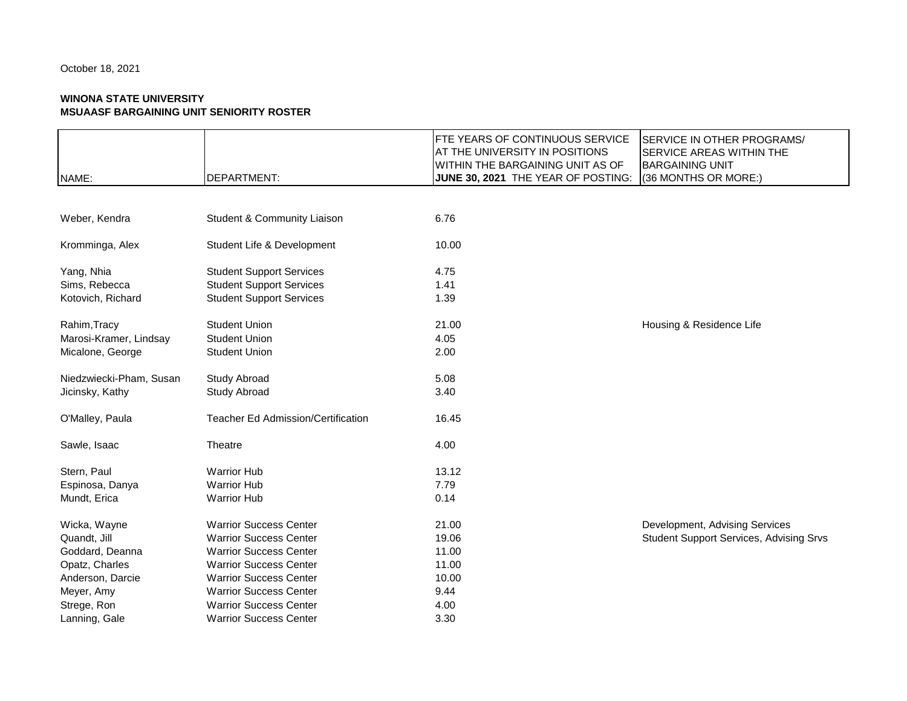October 18, 2021

**WINONA STATE UNIVERSITY**
**MSUAASF BARGAINING UNIT SENIORITY ROSTER**

| NAME: | DEPARTMENT: | FTE YEARS OF CONTINUOUS SERVICE AT THE UNIVERSITY IN POSITIONS WITHIN THE BARGAINING UNIT AS OF **JUNE 30, 2021** THE YEAR OF POSTING: | SERVICE IN OTHER PROGRAMS/ SERVICE AREAS WITHIN THE BARGAINING UNIT (36 MONTHS OR MORE:) |
|---|---|---|---|
| Weber, Kendra | Student & Community Liaison | 6.76 | |
| Kromminga, Alex | Student Life & Development | 10.00 | |
| Yang, Nhia | Student Support Services | 4.75 | |
| Sims, Rebecca | Student Support Services | 1.41 | |
| Kotovich, Richard | Student Support Services | 1.39 | |
| Rahim,Tracy | Student Union | 21.00 | Housing & Residence Life |
| Marosi-Kramer, Lindsay | Student Union | 4.05 | |
| Micalone, George | Student Union | 2.00 | |
| Niedzwiecki-Pham, Susan | Study Abroad | 5.08 | |
| Jicinsky, Kathy | Study Abroad | 3.40 | |
| O'Malley, Paula | Teacher Ed Admission/Certification | 16.45 | |
| Sawle, Isaac | Theatre | 4.00 | |
| Stern, Paul | Warrior Hub | 13.12 | |
| Espinosa, Danya | Warrior Hub | 7.79 | |
| Mundt, Erica | Warrior Hub | 0.14 | |
| Wicka, Wayne | Warrior Success Center | 21.00 | Development, Advising Services |
| Quandt, Jill | Warrior Success Center | 19.06 | Student Support Services, Advising Srvs |
| Goddard, Deanna | Warrior Success Center | 11.00 | |
| Opatz, Charles | Warrior Success Center | 11.00 | |
| Anderson, Darcie | Warrior Success Center | 10.00 | |
| Meyer, Amy | Warrior Success Center | 9.44 | |
| Strege, Ron | Warrior Success Center | 4.00 | |
| Lanning, Gale | Warrior Success Center | 3.30 | |